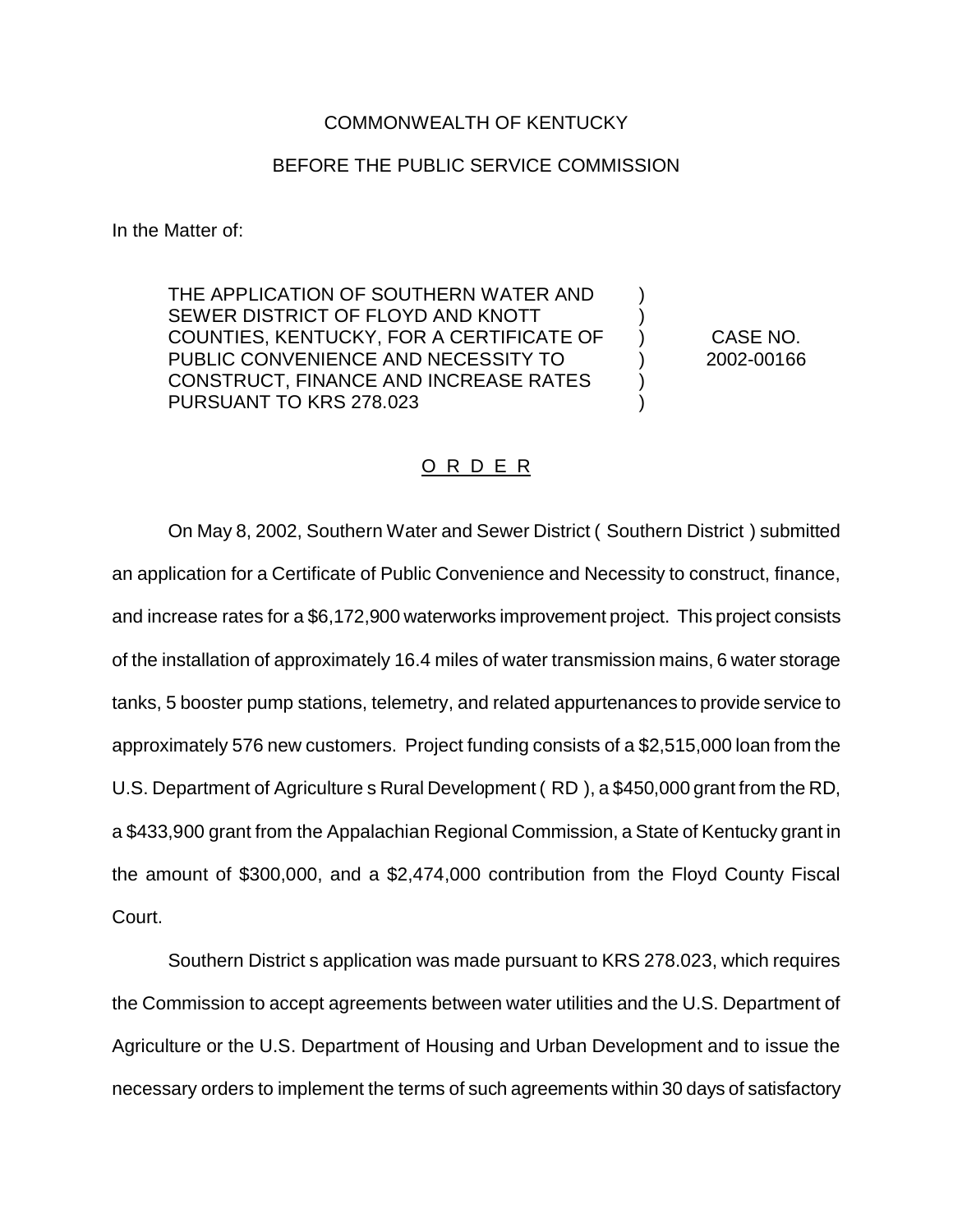COMMONWEALTH OF KENTUCKY

BEFORE THE PUBLIC SERVICE COMMISSION

In the Matter of:

| | | |
|---|---|---|
| THE APPLICATION OF SOUTHERN WATER AND SEWER DISTRICT OF FLOYD AND KNOTT COUNTIES, KENTUCKY, FOR A CERTIFICATE OF PUBLIC CONVENIENCE AND NECESSITY TO CONSTRUCT, FINANCE AND INCREASE RATES PURSUANT TO KRS 278.023 | ) ) ) ) ) ) | CASE NO. 2002-00166 |

O R D E R

On May 8, 2002, Southern Water and Sewer District ( Southern District ) submitted an application for a Certificate of Public Convenience and Necessity to construct, finance, and increase rates for a $6,172,900 waterworks improvement project. This project consists of the installation of approximately 16.4 miles of water transmission mains, 6 water storage tanks, 5 booster pump stations, telemetry, and related appurtenances to provide service to approximately 576 new customers. Project funding consists of a $2,515,000 loan from the U.S. Department of Agriculture s Rural Development ( RD ), a $450,000 grant from the RD, a $433,900 grant from the Appalachian Regional Commission, a State of Kentucky grant in the amount of $300,000, and a $2,474,000 contribution from the Floyd County Fiscal Court.

Southern District s application was made pursuant to KRS 278.023, which requires the Commission to accept agreements between water utilities and the U.S. Department of Agriculture or the U.S. Department of Housing and Urban Development and to issue the necessary orders to implement the terms of such agreements within 30 days of satisfactory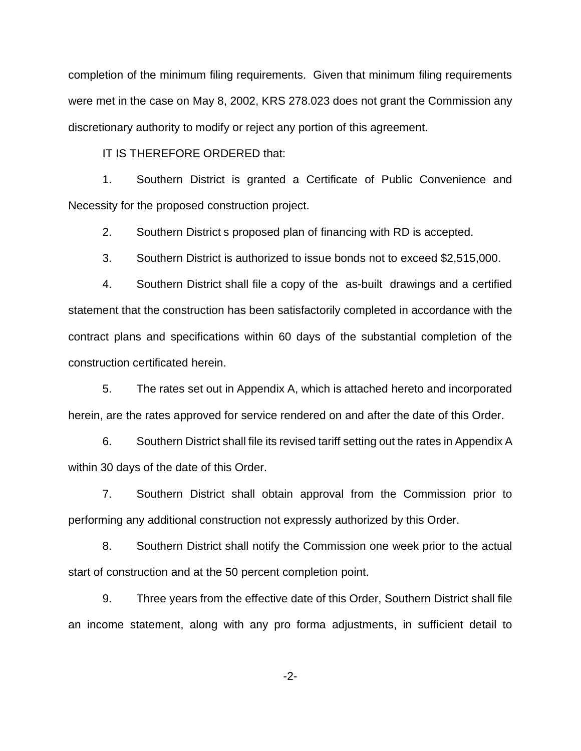completion of the minimum filing requirements. Given that minimum filing requirements were met in the case on May 8, 2002, KRS 278.023 does not grant the Commission any discretionary authority to modify or reject any portion of this agreement.

IT IS THEREFORE ORDERED that:

1. Southern District is granted a Certificate of Public Convenience and Necessity for the proposed construction project.

2. Southern District s proposed plan of financing with RD is accepted.

3. Southern District is authorized to issue bonds not to exceed $2,515,000.

4. Southern District shall file a copy of the as-built drawings and a certified statement that the construction has been satisfactorily completed in accordance with the contract plans and specifications within 60 days of the substantial completion of the construction certificated herein.

5. The rates set out in Appendix A, which is attached hereto and incorporated herein, are the rates approved for service rendered on and after the date of this Order.

6. Southern District shall file its revised tariff setting out the rates in Appendix A within 30 days of the date of this Order.

7. Southern District shall obtain approval from the Commission prior to performing any additional construction not expressly authorized by this Order.

8. Southern District shall notify the Commission one week prior to the actual start of construction and at the 50 percent completion point.

9. Three years from the effective date of this Order, Southern District shall file an income statement, along with any pro forma adjustments, in sufficient detail to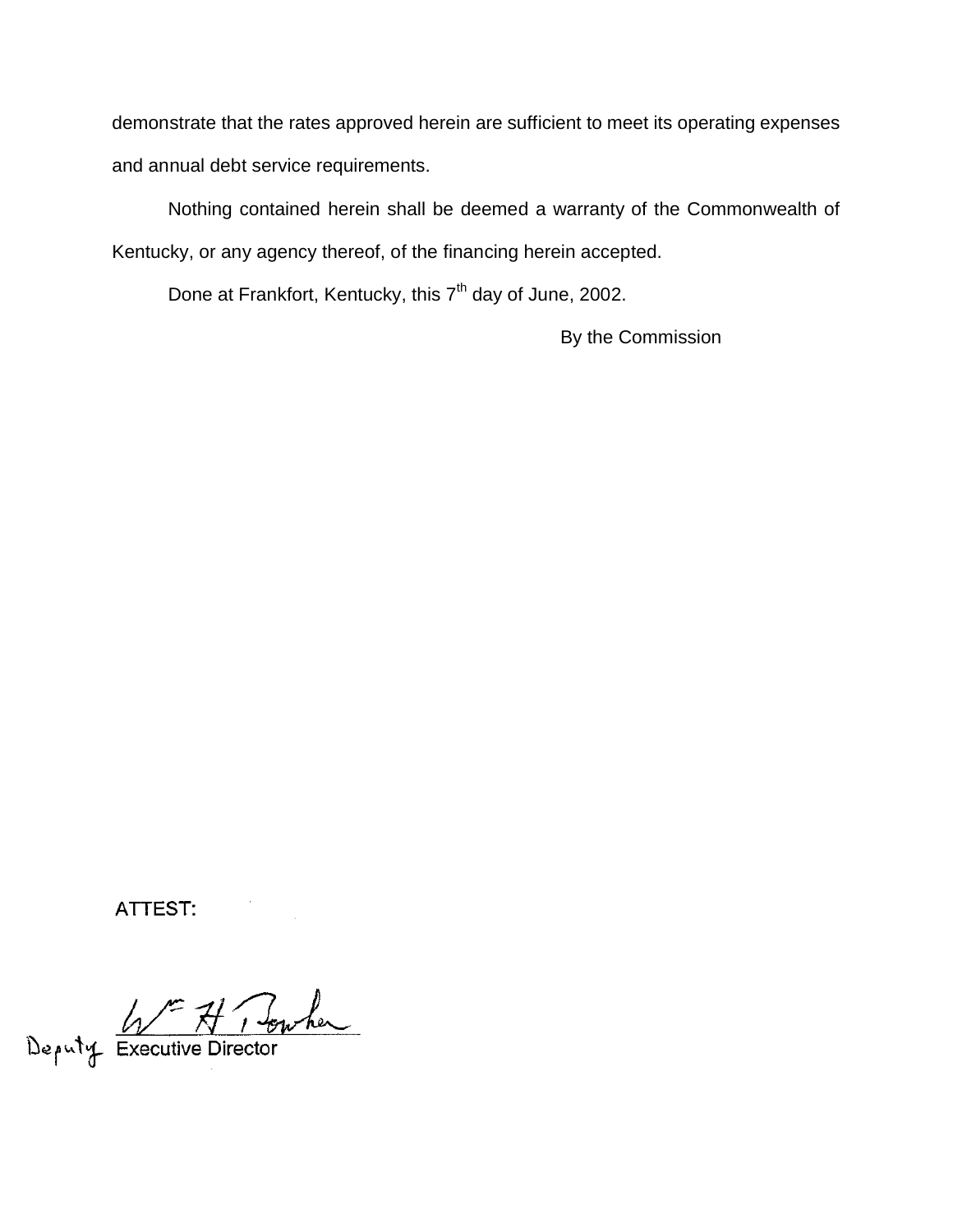demonstrate that the rates approved herein are sufficient to meet its operating expenses and annual debt service requirements.

Nothing contained herein shall be deemed a warranty of the Commonwealth of Kentucky, or any agency thereof, of the financing herein accepted.

Done at Frankfort, Kentucky, this 7th day of June, 2002.

By the Commission

ATTEST:

Wm H Bowker

Deputy Executive Director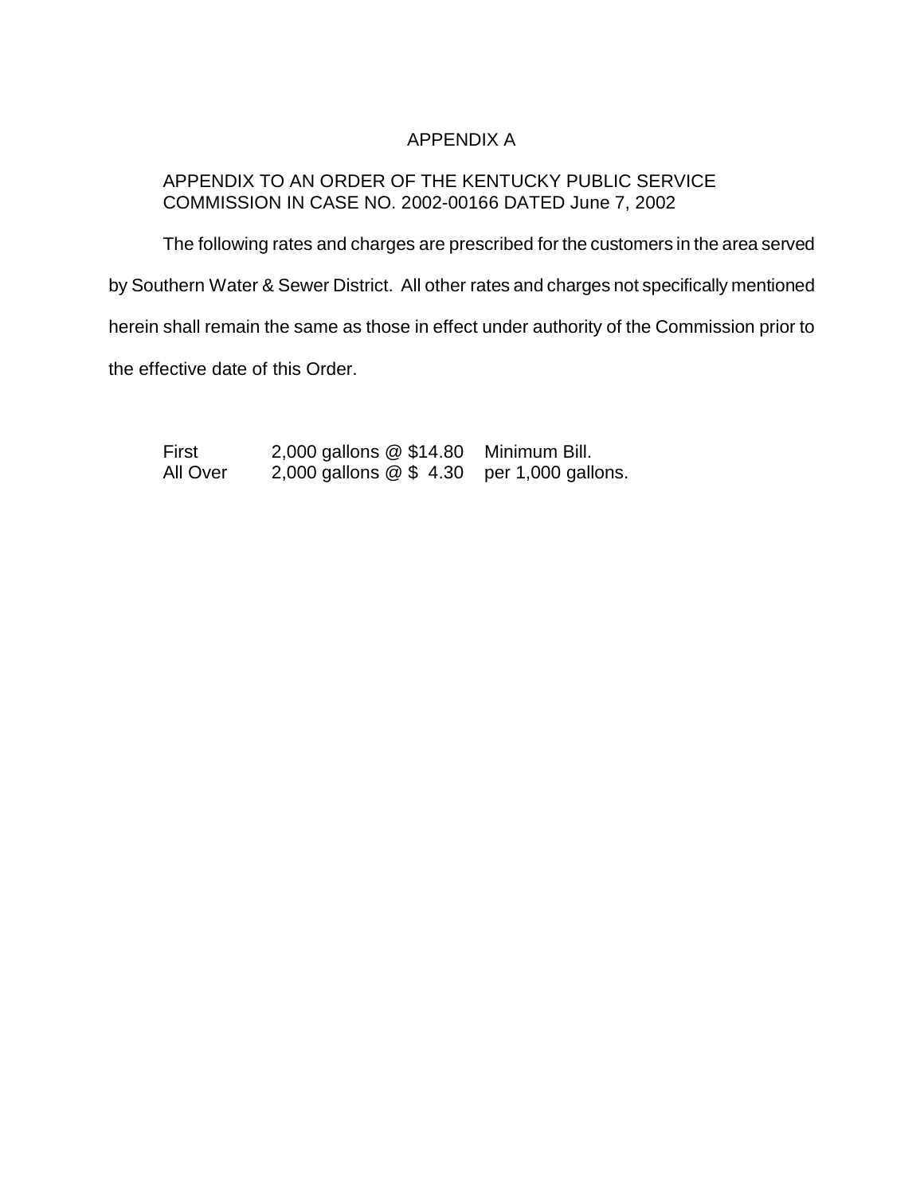# APPENDIX A

APPENDIX TO AN ORDER OF THE KENTUCKY PUBLIC SERVICE COMMISSION IN CASE NO. 2002-00166 DATED June 7, 2002

The following rates and charges are prescribed for the customers in the area served by Southern Water & Sewer District. All other rates and charges not specifically mentioned herein shall remain the same as those in effect under authority of the Commission prior to the effective date of this Order.

| | | |
|---|---|---|
| First | 2,000 gallons @ $14.80 | Minimum Bill. |
| All Over | 2,000 gallons @ $ 4.30 | per 1,000 gallons. |